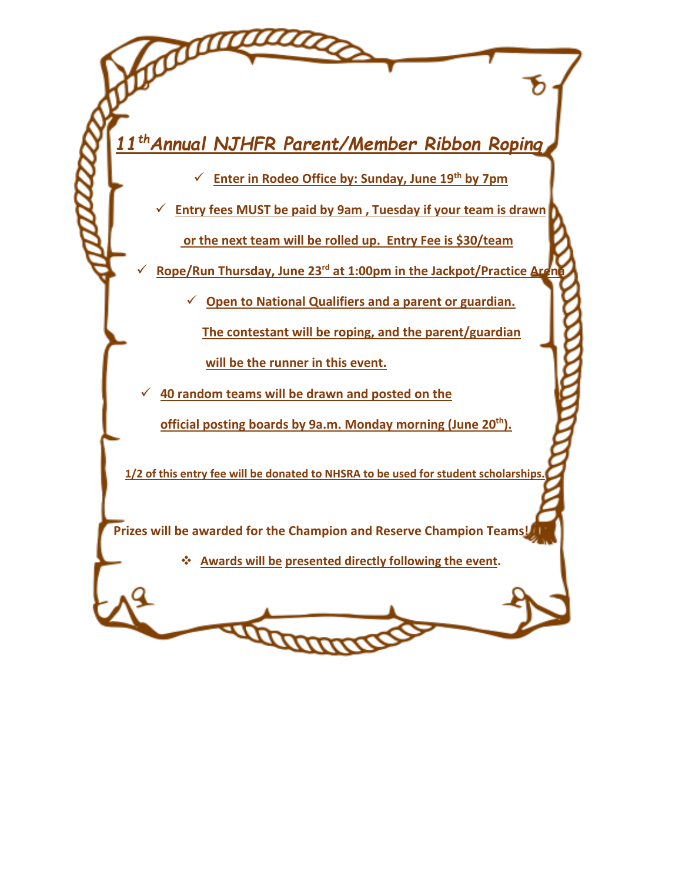# *11th Annual NJHFR Parent/Member Ribbon Roping*

- ✓ **Enter in Rodeo Office by: Sunday, June 19th by 7pm**
- ✓ **Entry fees MUST be paid by 9am , Tuesday if your team is drawn or the next team will be rolled up. Entry Fee is $30/team**
- ✓ **Rope/Run Thursday, June 23rd at 1:00pm in the Jackpot/Practice Arena**
- ✓ **Open to National Qualifiers and a parent or guardian. The contestant will be roping, and the parent/guardian will be the runner in this event.**
- ✓ **40 random teams will be drawn and posted on the official posting boards by 9a.m. Monday morning (June 20th).**

**1/2 of this entry fee will be donated to NHSRA to be used for student scholarships.**

**Prizes will be awarded for the Champion and Reserve Champion Teams!**

- ❖ **Awards will be presented directly following the event.**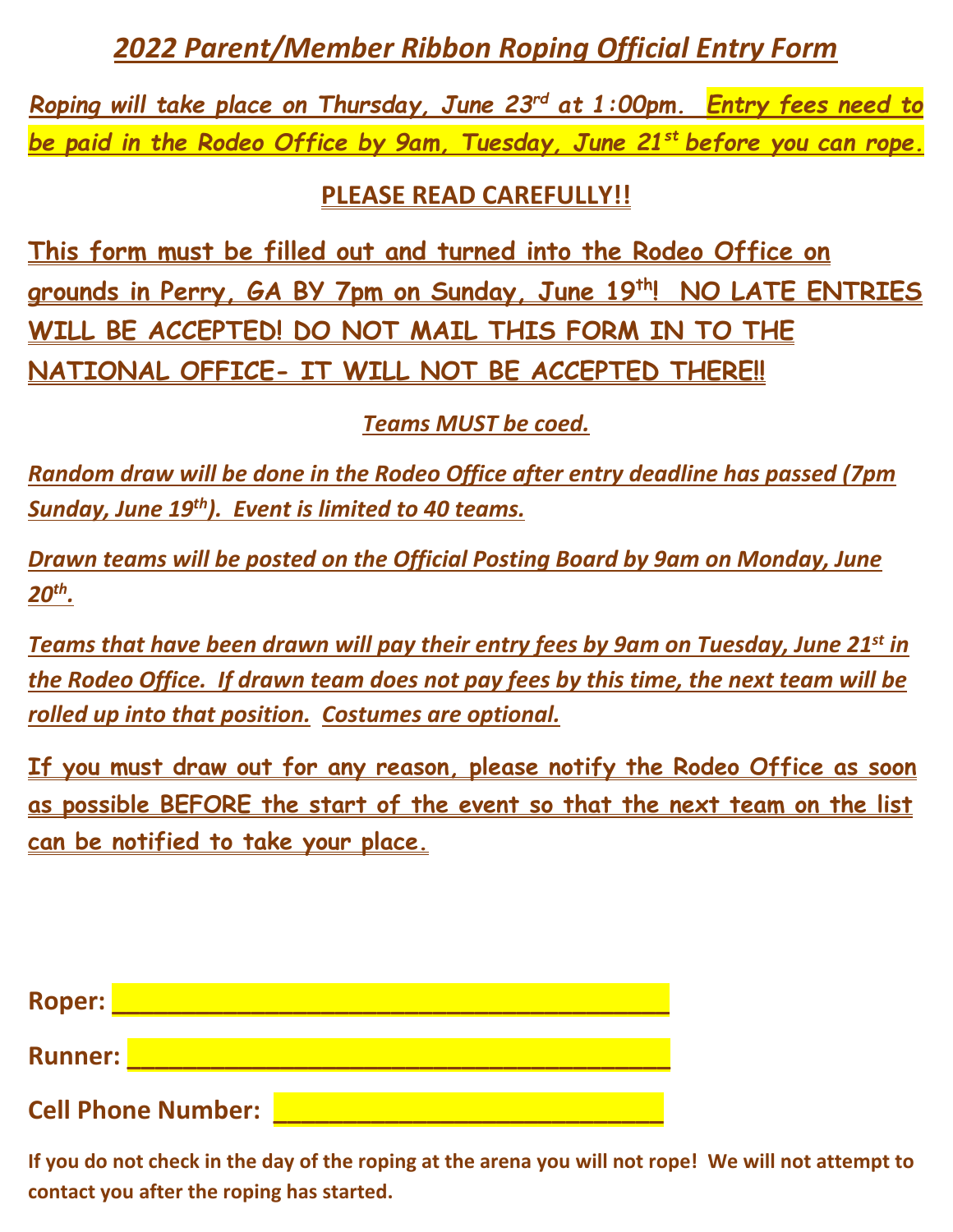# *2022 Parent/Member Ribbon Roping Official Entry Form*

*Roping will take place on Thursday, June 23rd at 1:00pm. Entry fees need to be paid in the Rodeo Office by 9am, Tuesday, June 21st before you can rope.*

**PLEASE READ CAREFULLY!!**

**This form must be filled out and turned into the Rodeo Office on grounds in Perry, GA BY 7pm on Sunday, June 19th! NO LATE ENTRIES WILL BE ACCEPTED! DO NOT MAIL THIS FORM IN TO THE NATIONAL OFFICE- IT WILL NOT BE ACCEPTED THERE!!**

*Teams MUST be coed.*

*Random draw will be done in the Rodeo Office after entry deadline has passed (7pm Sunday, June 19th). Event is limited to 40 teams.*

*Drawn teams will be posted on the Official Posting Board by 9am on Monday, June 20th.*

*Teams that have been drawn will pay their entry fees by 9am on Tuesday, June 21st in the Rodeo Office. If drawn team does not pay fees by this time, the next team will be rolled up into that position. Costumes are optional.*

**If you must draw out for any reason, please notify the Rodeo Office as soon as possible BEFORE the start of the event so that the next team on the list can be notified to take your place.**

**Roper:** ________________________________________

**Runner:** ________________________________________

**Cell Phone Number:** ____________________________

**If you do not check in the day of the roping at the arena you will not rope! We will not attempt to contact you after the roping has started.**